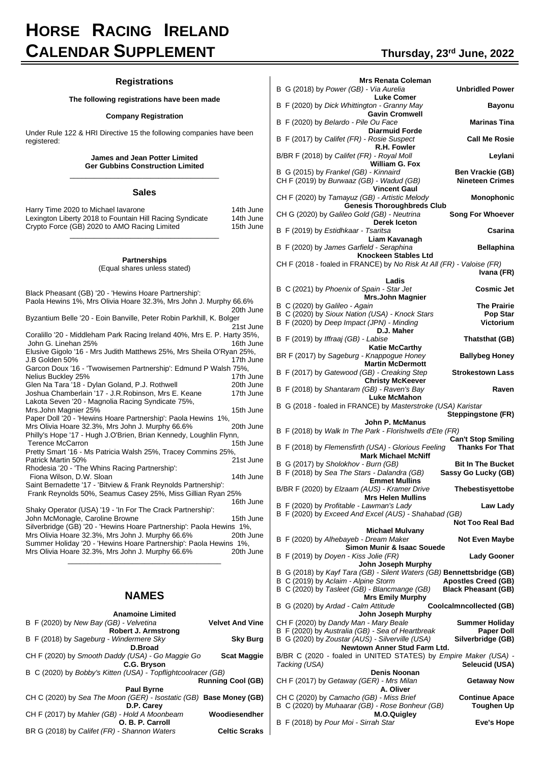# Horse Racing Ireland Calendar Supplement

**Thursday, 23rd June, 2022**

## Registrations

**The following registrations have been made**

**Company Registration**

Under Rule 122 & HRI Directive 15 the following companies have been registered:

**James and Jean Potter Limited**
**Ger Gubbins Construction Limited**

## Sales

| | |
|---|---|
| Harry Time 2020 to Michael Iavarone | 14th June |
| Lexington Liberty 2018 to Fountain Hill Racing Syndicate | 14th June |
| Crypto Force (GB) 2020 to AMO Racing Limited | 15th June |

**Partnerships**
(Equal shares unless stated)

Black Pheasant (GB) '20 - 'Hewins Hoare Partnership': Paola Hewins 1%, Mrs Olivia Hoare 32.3%, Mrs John J. Murphy 66.6% — 20th June

Byzantium Belle '20 - Eoin Banville, Peter Robin Parkhill, K. Bolger — 21st June

Coralillo '20 - Middleham Park Racing Ireland 40%, Mrs E. P. Harty 35%, John G. Linehan 25% — 16th June

Elusive Gigolo '16 - Mrs Judith Matthews 25%, Mrs Sheila O'Ryan 25%, J.B Golden 50% — 17th June

Garcon Doux '16 - 'Twowisemen Partnership': Edmund P Walsh 75%, Nelius Buckley 25% — 17th June

Glen Na Tara '18 - Dylan Goland, P.J. Rothwell — 20th June

Joshua Chamberlain '17 - J.R.Robinson, Mrs E. Keane — 17th June

Lakota Seven '20 - Magnolia Racing Syndicate 75%, Mrs.John Magnier 25% — 15th June

Paper Doll '20 - 'Hewins Hoare Partnership': Paola Hewins 1%, Mrs Olivia Hoare 32.3%, Mrs John J. Murphy 66.6% — 20th June

Philly's Hope '17 - Hugh J.O'Brien, Brian Kennedy, Loughlin Flynn, Terence McCarron — 15th June

Pretty Smart '16 - Ms Patricia Walsh 25%, Tracey Commins 25%, Patrick Martin 50% — 21st June

Rhodesia '20 - 'The Whins Racing Partnership': Fiona Wilson, D.W. Sloan — 14th June

Saint Bernadette '17 - 'Bitview & Frank Reynolds Partnership': Frank Reynolds 50%, Seamus Casey 25%, Miss Gillian Ryan 25% — 16th June

Shaky Operator (USA) '19 - 'In For The Crack Partnership': John McMonagle, Caroline Browne — 15th June

Silverbridge (GB) '20 - 'Hewins Hoare Partnership': Paola Hewins 1%, Mrs Olivia Hoare 32.3%, Mrs John J. Murphy 66.6% — 20th June

Summer Holiday '20 - 'Hewins Hoare Partnership': Paola Hewins 1%, Mrs Olivia Hoare 32.3%, Mrs John J. Murphy 66.6% — 20th June

## NAMES

**Anamoine Limited**
B F (2020) by *New Bay (GB) - Velvetina* — **Velvet And Vine**

**Robert J. Armstrong**
B F (2018) by *Sageburg - Windermere Sky* — **Sky Burg**

**D.Broad**
CH F (2020) by *Smooth Daddy (USA) - Go Maggie Go* — **Scat Maggie**

**C.G. Bryson**
B C (2020) by *Bobby's Kitten (USA) - Topflightcoolracer (GB)* — **Running Cool (GB)**

**Paul Byrne**
CH C (2020) by *Sea The Moon (GER) - Isostatic (GB)* — **Base Money (GB)**

**D.P. Carey**
CH F (2017) by *Mahler (GB) - Hold A Moonbeam* — **Woodiesendher**

**O. B. P. Carroll**
BR G (2018) by *Califet (FR) - Shannon Waters* — **Celtic Scraks**

**Mrs Renata Coleman**
B G (2018) by *Power (GB) - Via Aurelia* — **Unbridled Power**

**Luke Comer**
B F (2020) by *Dick Whittington - Granny May* — **Bayonu**

**Gavin Cromwell**
B F (2020) by *Belardo - Pile Ou Face* — **Marinas Tina**

**Diarmuid Forde**
B F (2017) by *Califet (FR) - Rosie Suspect* — **Call Me Rosie**

**R.H. Fowler**
B/BR F (2018) by *Califet (FR) - Royal Moll* — **Leylani**

**William G. Fox**
B G (2015) by *Frankel (GB) - Kinnaird* — **Ben Vrackie (GB)**
CH F (2019) by *Burwaaz (GB) - Wadud (GB)* — **Nineteen Crimes**

**Vincent Gaul**
CH F (2020) by *Tamayuz (GB) - Artistic Melody* — **Monophonic**

**Genesis Thoroughbreds Club**
CH G (2020) by *Galileo Gold (GB) - Neutrina* — **Song For Whoever**

**Derek Iceton**
B F (2019) by *Estidhkaar - Tsaritsa* — **Csarina**

**Liam Kavanagh**
B F (2020) by *James Garfield - Seraphina* — **Bellaphina**

**Knockeen Stables Ltd**
CH F (2018 - foaled in FRANCE) by *No Risk At All (FR) - Valoise (FR)* — **Ivana (FR)**

**Ladis**
B C (2021) by *Phoenix of Spain - Star Jet* — **Cosmic Jet**

**Mrs.John Magnier**
B C (2020) by *Galileo - Again* — **The Prairie**
B C (2020) by *Sioux Nation (USA) - Knock Stars* — **Pop Star**
B F (2020) by *Deep Impact (JPN) - Minding* — **Victorium**

**D.J. Maher**
B F (2019) by *Iffraaj (GB) - Labise* — **Thatsthat (GB)**

**Katie McCarthy**
BR F (2017) by *Sageburg - Knappogue Honey* — **Ballybeg Honey**

**Martin McDermott**
B F (2017) by *Gatewood (GB) - Creaking Step* — **Strokestown Lass**

**Christy McKeever**
B F (2018) by *Shantaram (GB) - Raven's Bay* — **Raven**

**Luke McMahon**
B G (2018 - foaled in FRANCE) by *Masterstroke (USA) Karistar* — **Steppingstone (FR)**

**John P. McManus**
B F (2018) by *Walk In The Park - Florishwells d'Ete (FR)* — **Can't Stop Smiling**
B F (2018) by *Flemensfirth (USA) - Glorious Feeling* — **Thanks For That**

**Mark Michael McNiff**
B G (2017) by *Sholokhov - Burn (GB)* — **Bit In The Bucket**
B F (2018) by *Sea The Stars - Dalandra (GB)* — **Sassy Go Lucky (GB)**

**Emmet Mullins**
B/BR F (2020) by *Elzaam (AUS) - Kramer Drive* — **Thebestisyettobe**

**Mrs Helen Mullins**
B F (2020) by *Profitable - Lawman's Lady* — **Law Lady**
B F (2020) by *Exceed And Excel (AUS) - Shahabad (GB)* — **Not Too Real Bad**

**Michael Mulvany**
B F (2020) by *Alhebayeb - Dream Maker* — **Not Even Maybe**

**Simon Munir & Isaac Souede**
B F (2019) by *Doyen - Kiss Jolie (FR)* — **Lady Gooner**

**John Joseph Murphy**
B G (2018) by *Kayf Tara (GB) - Silent Waters (GB)* — **Bennettsbridge (GB)**
B C (2019) by *Aclaim - Alpine Storm* — **Apostles Creed (GB)**
B C (2020) by *Tasleet (GB) - Blancmange (GB)* — **Black Pheasant (GB)**

**Mrs Emily Murphy**
B G (2020) by *Ardad - Calm Attitude* — **Coolcalmncollected (GB)**

**John Joseph Murphy**
CH F (2020) by *Dandy Man - Mary Beale* — **Summer Holiday**
B F (2020) by *Australia (GB) - Sea of Heartbreak* — **Paper Doll**
B G (2020) by *Zoustar (AUS) - Silverville (USA)* — **Silverbridge (GB)**

**Newtown Anner Stud Farm Ltd.**
B/BR C (2020 - foaled in UNITED STATES) by *Empire Maker (USA) - Tacking (USA)* — **Seleucid (USA)**

**Denis Noonan**
CH F (2017) by *Getaway (GER) - Mrs Milan* — **Getaway Now**

**A. Oliver**
CH C (2020) by *Camacho (GB) - Miss Brief* — **Continue Apace**
B C (2020) by *Muhaarar (GB) - Rose Bonheur (GB)* — **Toughen Up**

**M.O.Quigley**
B F (2018) by *Pour Moi - Sirrah Star* — **Eve's Hope**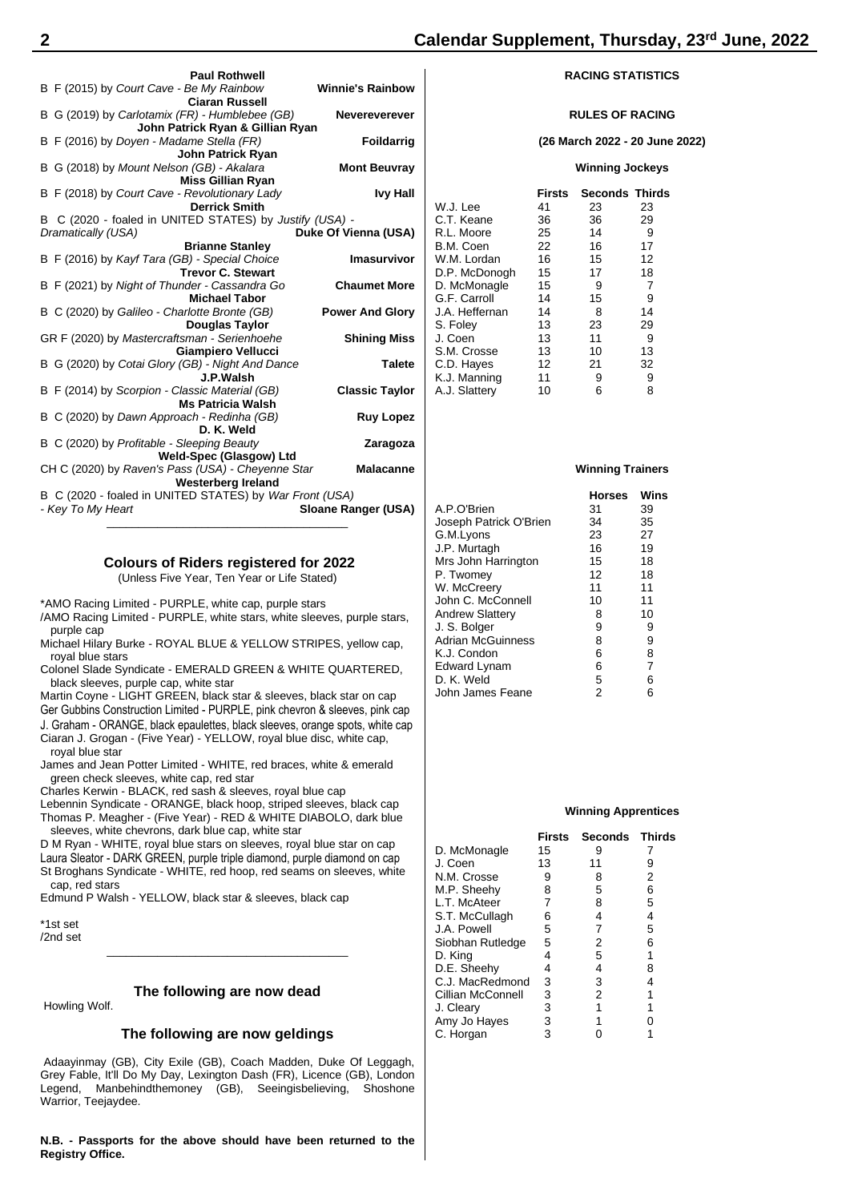**Paul Rothwell**
B F (2015) by *Court Cave - Be My Rainbow* **Winnie's Rainbow**

**Ciaran Russell**
B G (2019) by *Carlotamix (FR) - Humblebee (GB)* **Nevereverever**

**John Patrick Ryan & Gillian Ryan**
B F (2016) by *Doyen - Madame Stella (FR)* **Foildarrig**

**John Patrick Ryan**
B G (2018) by *Mount Nelson (GB) - Akalara* **Mont Beuvray**

**Miss Gillian Ryan**
B F (2018) by *Court Cave - Revolutionary Lady* **Ivy Hall**

**Derrick Smith**
B C (2020 - foaled in UNITED STATES) by *Justify (USA) - Dramatically (USA)* **Duke Of Vienna (USA)**

**Brianne Stanley**
B F (2016) by *Kayf Tara (GB) - Special Choice* **Imasurvivor**

**Trevor C. Stewart**
B F (2021) by *Night of Thunder - Cassandra Go* **Chaumet More**

**Michael Tabor**
B C (2020) by *Galileo - Charlotte Bronte (GB)* **Power And Glory**

**Douglas Taylor**
GR F (2020) by *Mastercraftsman - Serienhoehe* **Shining Miss**

**Giampiero Vellucci**
B G (2020) by *Cotai Glory (GB) - Night And Dance* **Talete**

**J.P.Walsh**
B F (2014) by *Scorpion - Classic Material (GB)* **Classic Taylor**

**Ms Patricia Walsh**
B C (2020) by *Dawn Approach - Redinha (GB)* **Ruy Lopez**

**D. K. Weld**
B C (2020) by *Profitable - Sleeping Beauty* **Zaragoza**

**Weld-Spec (Glasgow) Ltd**
CH C (2020) by *Raven's Pass (USA) - Cheyenne Star* **Malacanne**

**Westerberg Ireland**
B C (2020 - foaled in UNITED STATES) by *War Front (USA) - Key To My Heart* **Sloane Ranger (USA)**

---

## Colours of Riders registered for 2022

(Unless Five Year, Ten Year or Life Stated)

*AMO Racing Limited - PURPLE, white cap, purple stars
/AMO Racing Limited - PURPLE, white stars, white sleeves, purple stars, purple cap
Michael Hilary Burke - ROYAL BLUE & YELLOW STRIPES, yellow cap, royal blue stars
Colonel Slade Syndicate - EMERALD GREEN & WHITE QUARTERED, black sleeves, purple cap, white star
Martin Coyne - LIGHT GREEN, black star & sleeves, black star on cap
Ger Gubbins Construction Limited - PURPLE, pink chevron & sleeves, pink cap
J. Graham - ORANGE, black epaulettes, black sleeves, orange spots, white cap
Ciaran J. Grogan - (Five Year) - YELLOW, royal blue disc, white cap, royal blue star
James and Jean Potter Limited - WHITE, red braces, white & emerald green check sleeves, white cap, red star
Charles Kerwin - BLACK, red sash & sleeves, royal blue cap
Lebennin Syndicate - ORANGE, black hoop, striped sleeves, black cap
Thomas P. Meagher - (Five Year) - RED & WHITE DIABOLO, dark blue sleeves, white chevrons, dark blue cap, white star
D M Ryan - WHITE, royal blue stars on sleeves, royal blue star on cap
Laura Sleator - DARK GREEN, purple triple diamond, purple diamond on cap
St Broghans Syndicate - WHITE, red hoop, red seams on sleeves, white cap, red stars
Edmund P Walsh - YELLOW, black star & sleeves, black cap

*1st set
/2nd set

---

## The following are now dead

Howling Wolf.

## The following are now geldings

Adaayinmay (GB), City Exile (GB), Coach Madden, Duke Of Leggagh, Grey Fable, It'll Do My Day, Lexington Dash (FR), Licence (GB), London Legend, Manbehindthemoney (GB), Seeingisbelieving, Shoshone Warrior, Teejaydee.

**N.B. - Passports for the above should have been returned to the Registry Office.**

## RACING STATISTICS

### RULES OF RACING

### (26 March 2022 - 20 June 2022)

#### Winning Jockeys

| | Firsts | Seconds | Thirds |
|---|---|---|---|
| W.J. Lee | 41 | 23 | 23 |
| C.T. Keane | 36 | 36 | 29 |
| R.L. Moore | 25 | 14 | 9 |
| B.M. Coen | 22 | 16 | 17 |
| W.M. Lordan | 16 | 15 | 12 |
| D.P. McDonogh | 15 | 17 | 18 |
| D. McMonagle | 15 | 9 | 7 |
| G.F. Carroll | 14 | 15 | 9 |
| J.A. Heffernan | 14 | 8 | 14 |
| S. Foley | 13 | 23 | 29 |
| J. Coen | 13 | 11 | 9 |
| S.M. Crosse | 13 | 10 | 13 |
| C.D. Hayes | 12 | 21 | 32 |
| K.J. Manning | 11 | 9 | 9 |
| A.J. Slattery | 10 | 6 | 8 |

#### Winning Trainers

| | Horses | Wins |
|---|---|---|
| A.P.O'Brien | 31 | 39 |
| Joseph Patrick O'Brien | 34 | 35 |
| G.M.Lyons | 23 | 27 |
| J.P. Murtagh | 16 | 19 |
| Mrs John Harrington | 15 | 18 |
| P. Twomey | 12 | 18 |
| W. McCreery | 11 | 11 |
| John C. McConnell | 10 | 11 |
| Andrew Slattery | 8 | 10 |
| J. S. Bolger | 9 | 9 |
| Adrian McGuinness | 8 | 9 |
| K.J. Condon | 6 | 8 |
| Edward Lynam | 6 | 7 |
| D. K. Weld | 5 | 6 |
| John James Feane | 2 | 6 |

#### Winning Apprentices

| | Firsts | Seconds | Thirds |
|---|---|---|---|
| D. McMonagle | 15 | 9 | 7 |
| J. Coen | 13 | 11 | 9 |
| N.M. Crosse | 9 | 8 | 2 |
| M.P. Sheehy | 8 | 5 | 6 |
| L.T. McAteer | 7 | 8 | 5 |
| S.T. McCullagh | 6 | 4 | 4 |
| J.A. Powell | 5 | 7 | 5 |
| Siobhan Rutledge | 5 | 2 | 6 |
| D. King | 4 | 5 | 1 |
| D.E. Sheehy | 4 | 4 | 8 |
| C.J. MacRedmond | 3 | 3 | 4 |
| Cillian McConnell | 3 | 2 | 1 |
| J. Cleary | 3 | 1 | 1 |
| Amy Jo Hayes | 3 | 1 | 0 |
| C. Horgan | 3 | 0 | 1 |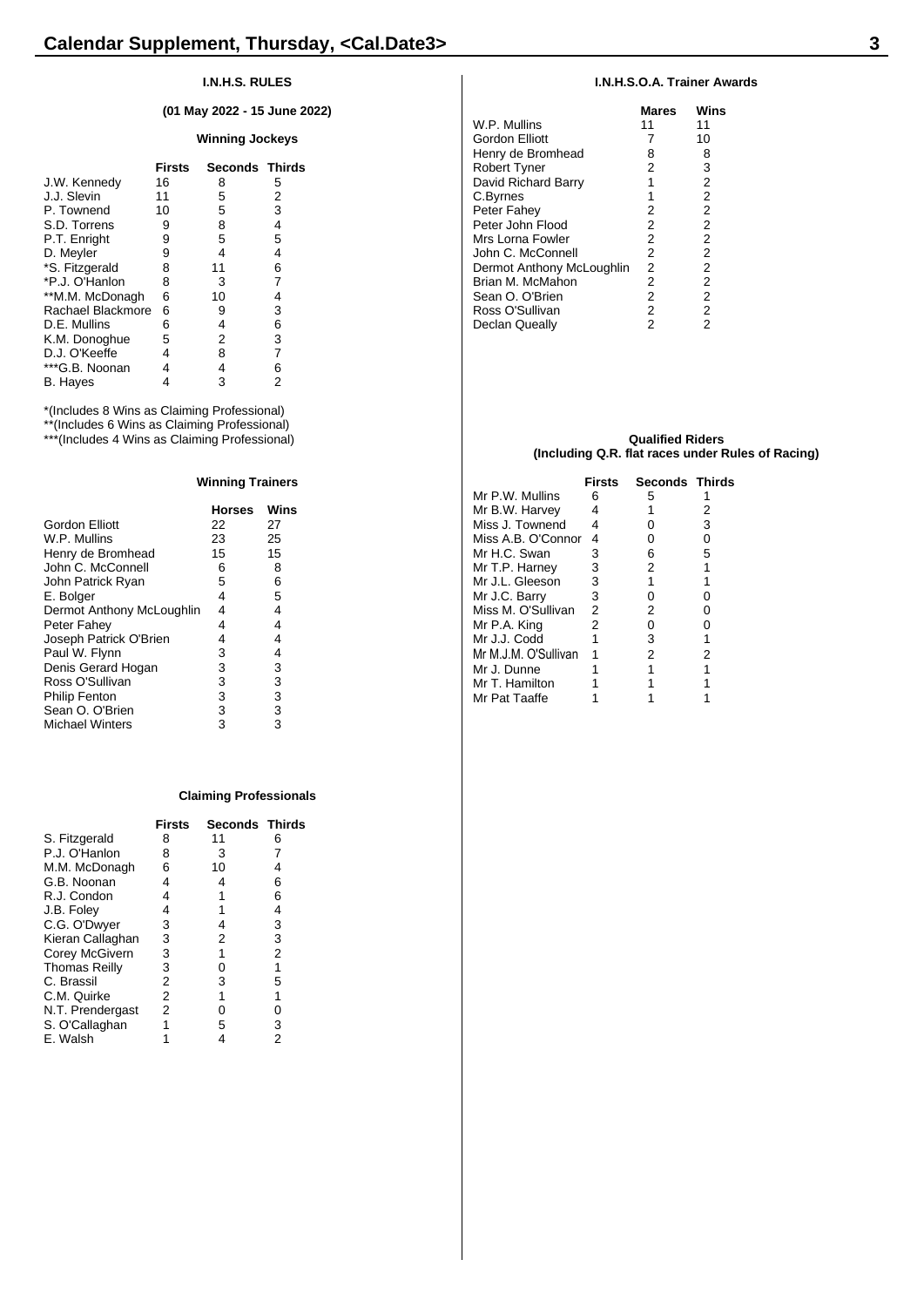## I.N.H.S. RULES

### (01 May 2022 - 15 June 2022)

### Winning Jockeys

| | Firsts | Seconds | Thirds |
|---|---|---|---|
| J.W. Kennedy | 16 | 8 | 5 |
| J.J. Slevin | 11 | 5 | 2 |
| P. Townend | 10 | 5 | 3 |
| S.D. Torrens | 9 | 8 | 4 |
| P.T. Enright | 9 | 5 | 5 |
| D. Meyler | 9 | 4 | 4 |
| *S. Fitzgerald | 8 | 11 | 6 |
| *P.J. O'Hanlon | 8 | 3 | 7 |
| **M.M. McDonagh | 6 | 10 | 4 |
| Rachael Blackmore | 6 | 9 | 3 |
| D.E. Mullins | 6 | 4 | 6 |
| K.M. Donoghue | 5 | 2 | 3 |
| D.J. O'Keeffe | 4 | 8 | 7 |
| ***G.B. Noonan | 4 | 4 | 6 |
| B. Hayes | 4 | 3 | 2 |

*(Includes 8 Wins as Claiming Professional)
**(Includes 6 Wins as Claiming Professional)
***(Includes 4 Wins as Claiming Professional)

### Winning Trainers

| | Horses | Wins |
|---|---|---|
| Gordon Elliott | 22 | 27 |
| W.P. Mullins | 23 | 25 |
| Henry de Bromhead | 15 | 15 |
| John C. McConnell | 6 | 8 |
| John Patrick Ryan | 5 | 6 |
| E. Bolger | 4 | 5 |
| Dermot Anthony McLoughlin | 4 | 4 |
| Peter Fahey | 4 | 4 |
| Joseph Patrick O'Brien | 4 | 4 |
| Paul W. Flynn | 3 | 4 |
| Denis Gerard Hogan | 3 | 3 |
| Ross O'Sullivan | 3 | 3 |
| Philip Fenton | 3 | 3 |
| Sean O. O'Brien | 3 | 3 |
| Michael Winters | 3 | 3 |

### Claiming Professionals

| | Firsts | Seconds | Thirds |
|---|---|---|---|
| S. Fitzgerald | 8 | 11 | 6 |
| P.J. O'Hanlon | 8 | 3 | 7 |
| M.M. McDonagh | 6 | 10 | 4 |
| G.B. Noonan | 4 | 4 | 6 |
| R.J. Condon | 4 | 1 | 6 |
| J.B. Foley | 4 | 1 | 4 |
| C.G. O'Dwyer | 3 | 4 | 3 |
| Kieran Callaghan | 3 | 2 | 3 |
| Corey McGivern | 3 | 1 | 2 |
| Thomas Reilly | 3 | 0 | 1 |
| C. Brassil | 2 | 3 | 5 |
| C.M. Quirke | 2 | 1 | 1 |
| N.T. Prendergast | 2 | 0 | 0 |
| S. O'Callaghan | 1 | 5 | 3 |
| E. Walsh | 1 | 4 | 2 |

### I.N.H.S.O.A. Trainer Awards

| | Mares | Wins |
|---|---|---|
| W.P. Mullins | 11 | 11 |
| Gordon Elliott | 7 | 10 |
| Henry de Bromhead | 8 | 8 |
| Robert Tyner | 2 | 3 |
| David Richard Barry | 1 | 2 |
| C.Byrnes | 1 | 2 |
| Peter Fahey | 2 | 2 |
| Peter John Flood | 2 | 2 |
| Mrs Lorna Fowler | 2 | 2 |
| John C. McConnell | 2 | 2 |
| Dermot Anthony McLoughlin | 2 | 2 |
| Brian M. McMahon | 2 | 2 |
| Sean O. O'Brien | 2 | 2 |
| Ross O'Sullivan | 2 | 2 |
| Declan Queally | 2 | 2 |

### Qualified Riders
### (Including Q.R. flat races under Rules of Racing)

| | Firsts | Seconds | Thirds |
|---|---|---|---|
| Mr P.W. Mullins | 6 | 5 | 1 |
| Mr B.W. Harvey | 4 | 1 | 2 |
| Miss J. Townend | 4 | 0 | 3 |
| Miss A.B. O'Connor | 4 | 0 | 0 |
| Mr H.C. Swan | 3 | 6 | 5 |
| Mr T.P. Harney | 3 | 2 | 1 |
| Mr J.L. Gleeson | 3 | 1 | 1 |
| Mr J.C. Barry | 3 | 0 | 0 |
| Miss M. O'Sullivan | 2 | 2 | 0 |
| Mr P.A. King | 2 | 0 | 0 |
| Mr J.J. Codd | 1 | 3 | 1 |
| Mr M.J.M. O'Sullivan | 1 | 2 | 2 |
| Mr J. Dunne | 1 | 1 | 1 |
| Mr T. Hamilton | 1 | 1 | 1 |
| Mr Pat Taaffe | 1 | 1 | 1 |